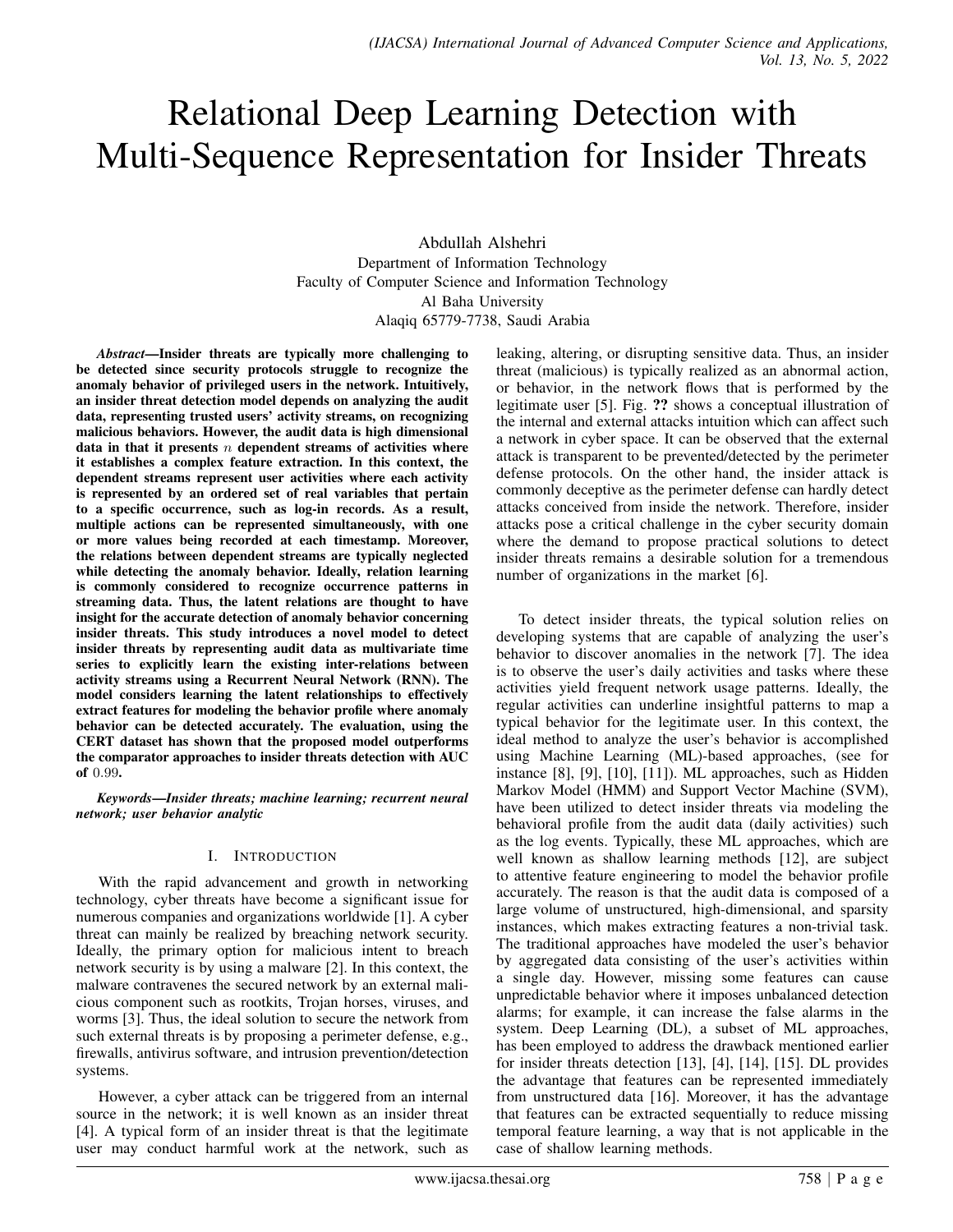# Relational Deep Learning Detection with Multi-Sequence Representation for Insider Threats

Abdullah Alshehri
Department of Information Technology
Faculty of Computer Science and Information Technology
Al Baha University
Alaqiq 65779-7738, Saudi Arabia

***Abstract*—Insider threats are typically more challenging to be detected since security protocols struggle to recognize the anomaly behavior of privileged users in the network. Intuitively, an insider threat detection model depends on analyzing the audit data, representing trusted users' activity streams, on recognizing malicious behaviors. However, the audit data is high dimensional data in that it presents $n$ dependent streams of activities where it establishes a complex feature extraction. In this context, the dependent streams represent user activities where each activity is represented by an ordered set of real variables that pertain to a specific occurrence, such as log-in records. As a result, multiple actions can be represented simultaneously, with one or more values being recorded at each timestamp. Moreover, the relations between dependent streams are typically neglected while detecting the anomaly behavior. Ideally, relation learning is commonly considered to recognize occurrence patterns in streaming data. Thus, the latent relations are thought to have insight for the accurate detection of anomaly behavior concerning insider threats. This study introduces a novel model to detect insider threats by representing audit data as multivariate time series to explicitly learn the existing inter-relations between activity streams using a Recurrent Neural Network (RNN). The model considers learning the latent relationships to effectively extract features for modeling the behavior profile where anomaly behavior can be detected accurately. The evaluation, using the CERT dataset has shown that the proposed model outperforms the comparator approaches to insider threats detection with AUC of $0.99$.**

***Keywords*—*Insider threats; machine learning; recurrent neural network; user behavior analytic***

## I. Introduction

With the rapid advancement and growth in networking technology, cyber threats have become a significant issue for numerous companies and organizations worldwide [1]. A cyber threat can mainly be realized by breaching network security. Ideally, the primary option for malicious intent to breach network security is by using a malware [2]. In this context, the malware contravenes the secured network by an external malicious component such as rootkits, Trojan horses, viruses, and worms [3]. Thus, the ideal solution to secure the network from such external threats is by proposing a perimeter defense, e.g., firewalls, antivirus software, and intrusion prevention/detection systems.

However, a cyber attack can be triggered from an internal source in the network; it is well known as an insider threat [4]. A typical form of an insider threat is that the legitimate user may conduct harmful work at the network, such as leaking, altering, or disrupting sensitive data. Thus, an insider threat (malicious) is typically realized as an abnormal action, or behavior, in the network flows that is performed by the legitimate user [5]. Fig. **??** shows a conceptual illustration of the internal and external attacks intuition which can affect such a network in cyber space. It can be observed that the external attack is transparent to be prevented/detected by the perimeter defense protocols. On the other hand, the insider attack is commonly deceptive as the perimeter defense can hardly detect attacks conceived from inside the network. Therefore, insider attacks pose a critical challenge in the cyber security domain where the demand to propose practical solutions to detect insider threats remains a desirable solution for a tremendous number of organizations in the market [6].

To detect insider threats, the typical solution relies on developing systems that are capable of analyzing the user's behavior to discover anomalies in the network [7]. The idea is to observe the user's daily activities and tasks where these activities yield frequent network usage patterns. Ideally, the regular activities can underline insightful patterns to map a typical behavior for the legitimate user. In this context, the ideal method to analyze the user's behavior is accomplished using Machine Learning (ML)-based approaches, (see for instance [8], [9], [10], [11]). ML approaches, such as Hidden Markov Model (HMM) and Support Vector Machine (SVM), have been utilized to detect insider threats via modeling the behavioral profile from the audit data (daily activities) such as the log events. Typically, these ML approaches, which are well known as shallow learning methods [12], are subject to attentive feature engineering to model the behavior profile accurately. The reason is that the audit data is composed of a large volume of unstructured, high-dimensional, and sparsity instances, which makes extracting features a non-trivial task. The traditional approaches have modeled the user's behavior by aggregated data consisting of the user's activities within a single day. However, missing some features can cause unpredictable behavior where it imposes unbalanced detection alarms; for example, it can increase the false alarms in the system. Deep Learning (DL), a subset of ML approaches, has been employed to address the drawback mentioned earlier for insider threats detection [13], [4], [14], [15]. DL provides the advantage that features can be represented immediately from unstructured data [16]. Moreover, it has the advantage that features can be extracted sequentially to reduce missing temporal feature learning, a way that is not applicable in the case of shallow learning methods.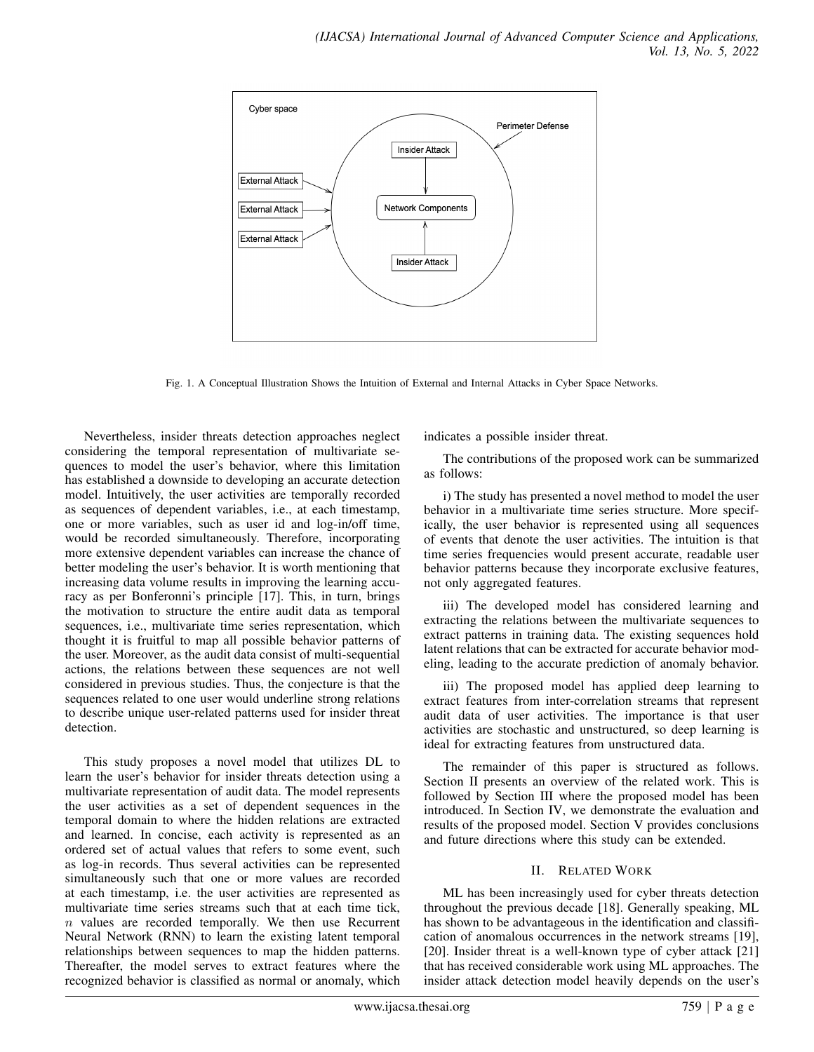Fig. 1. A Conceptual Illustration Shows the Intuition of External and Internal Attacks in Cyber Space Networks.

Nevertheless, insider threats detection approaches neglect considering the temporal representation of multivariate sequences to model the user's behavior, where this limitation has established a downside to developing an accurate detection model. Intuitively, the user activities are temporally recorded as sequences of dependent variables, i.e., at each timestamp, one or more variables, such as user id and log-in/off time, would be recorded simultaneously. Therefore, incorporating more extensive dependent variables can increase the chance of better modeling the user's behavior. It is worth mentioning that increasing data volume results in improving the learning accuracy as per Bonferonni's principle [17]. This, in turn, brings the motivation to structure the entire audit data as temporal sequences, i.e., multivariate time series representation, which thought it is fruitful to map all possible behavior patterns of the user. Moreover, as the audit data consist of multi-sequential actions, the relations between these sequences are not well considered in previous studies. Thus, the conjecture is that the sequences related to one user would underline strong relations to describe unique user-related patterns used for insider threat detection.

This study proposes a novel model that utilizes DL to learn the user's behavior for insider threats detection using a multivariate representation of audit data. The model represents the user activities as a set of dependent sequences in the temporal domain to where the hidden relations are extracted and learned. In concise, each activity is represented as an ordered set of actual values that refers to some event, such as log-in records. Thus several activities can be represented simultaneously such that one or more values are recorded at each timestamp, i.e. the user activities are represented as multivariate time series streams such that at each time tick, $n$ values are recorded temporally. We then use Recurrent Neural Network (RNN) to learn the existing latent temporal relationships between sequences to map the hidden patterns. Thereafter, the model serves to extract features where the recognized behavior is classified as normal or anomaly, which indicates a possible insider threat.

The contributions of the proposed work can be summarized as follows:

i) The study has presented a novel method to model the user behavior in a multivariate time series structure. More specifically, the user behavior is represented using all sequences of events that denote the user activities. The intuition is that time series frequencies would present accurate, readable user behavior patterns because they incorporate exclusive features, not only aggregated features.

iii) The developed model has considered learning and extracting the relations between the multivariate sequences to extract patterns in training data. The existing sequences hold latent relations that can be extracted for accurate behavior modeling, leading to the accurate prediction of anomaly behavior.

iii) The proposed model has applied deep learning to extract features from inter-correlation streams that represent audit data of user activities. The importance is that user activities are stochastic and unstructured, so deep learning is ideal for extracting features from unstructured data.

The remainder of this paper is structured as follows. Section II presents an overview of the related work. This is followed by Section III where the proposed model has been introduced. In Section IV, we demonstrate the evaluation and results of the proposed model. Section V provides conclusions and future directions where this study can be extended.

## II. Related Work

ML has been increasingly used for cyber threats detection throughout the previous decade [18]. Generally speaking, ML has shown to be advantageous in the identification and classification of anomalous occurrences in the network streams [19], [20]. Insider threat is a well-known type of cyber attack [21] that has received considerable work using ML approaches. The insider attack detection model heavily depends on the user's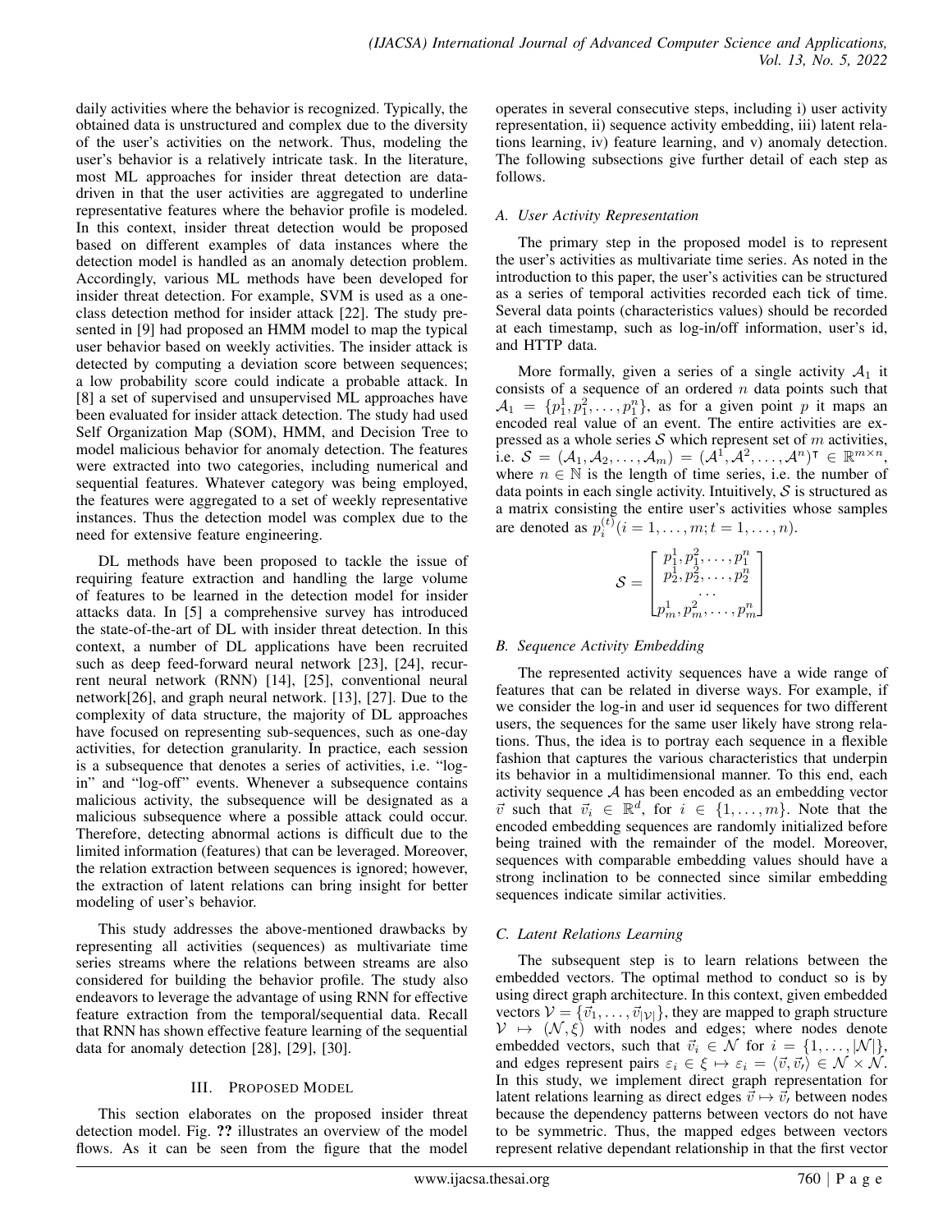daily activities where the behavior is recognized. Typically, the obtained data is unstructured and complex due to the diversity of the user's activities on the network. Thus, modeling the user's behavior is a relatively intricate task. In the literature, most ML approaches for insider threat detection are data-driven in that the user activities are aggregated to underline representative features where the behavior profile is modeled. In this context, insider threat detection would be proposed based on different examples of data instances where the detection model is handled as an anomaly detection problem. Accordingly, various ML methods have been developed for insider threat detection. For example, SVM is used as a one-class detection method for insider attack [22]. The study presented in [9] had proposed an HMM model to map the typical user behavior based on weekly activities. The insider attack is detected by computing a deviation score between sequences; a low probability score could indicate a probable attack. In [8] a set of supervised and unsupervised ML approaches have been evaluated for insider attack detection. The study had used Self Organization Map (SOM), HMM, and Decision Tree to model malicious behavior for anomaly detection. The features were extracted into two categories, including numerical and sequential features. Whatever category was being employed, the features were aggregated to a set of weekly representative instances. Thus the detection model was complex due to the need for extensive feature engineering.

DL methods have been proposed to tackle the issue of requiring feature extraction and handling the large volume of features to be learned in the detection model for insider attacks data. In [5] a comprehensive survey has introduced the state-of-the-art of DL with insider threat detection. In this context, a number of DL applications have been recruited such as deep feed-forward neural network [23], [24], recurrent neural network (RNN) [14], [25], conventional neural network[26], and graph neural network. [13], [27]. Due to the complexity of data structure, the majority of DL approaches have focused on representing sub-sequences, such as one-day activities, for detection granularity. In practice, each session is a subsequence that denotes a series of activities, i.e. "log-in" and "log-off" events. Whenever a subsequence contains malicious activity, the subsequence will be designated as a malicious subsequence where a possible attack could occur. Therefore, detecting abnormal actions is difficult due to the limited information (features) that can be leveraged. Moreover, the relation extraction between sequences is ignored; however, the extraction of latent relations can bring insight for better modeling of user's behavior.

This study addresses the above-mentioned drawbacks by representing all activities (sequences) as multivariate time series streams where the relations between streams are also considered for building the behavior profile. The study also endeavors to leverage the advantage of using RNN for effective feature extraction from the temporal/sequential data. Recall that RNN has shown effective feature learning of the sequential data for anomaly detection [28], [29], [30].

## III. Proposed Model

This section elaborates on the proposed insider threat detection model. Fig. **??** illustrates an overview of the model flows. As it can be seen from the figure that the model operates in several consecutive steps, including i) user activity representation, ii) sequence activity embedding, iii) latent relations learning, iv) feature learning, and v) anomaly detection. The following subsections give further detail of each step as follows.

### A. User Activity Representation

The primary step in the proposed model is to represent the user's activities as multivariate time series. As noted in the introduction to this paper, the user's activities can be structured as a series of temporal activities recorded each tick of time. Several data points (characteristics values) should be recorded at each timestamp, such as log-in/off information, user's id, and HTTP data.

More formally, given a series of a single activity $\mathcal{A}_1$ it consists of a sequence of an ordered $n$ data points such that $\mathcal{A}_1 = \{p_1^1, p_1^2, \ldots, p_1^n\}$, as for a given point $p$ it maps an encoded real value of an event. The entire activities are expressed as a whole series $\mathcal{S}$ which represent set of $m$ activities, i.e. $\mathcal{S} = (\mathcal{A}_1, \mathcal{A}_2, \ldots, \mathcal{A}_m) = (\mathcal{A}^1, \mathcal{A}^2, \ldots, \mathcal{A}^n)^\intercal \in \mathbb{R}^{m \times n}$, where $n \in \mathbb{N}$ is the length of time series, i.e. the number of data points in each single activity. Intuitively, $\mathcal{S}$ is structured as a matrix consisting the entire user's activities whose samples are denoted as $p_i^{(t)} (i = 1, \ldots, m; t = 1, \ldots, n)$.

$$\mathcal{S} = \begin{bmatrix} p_1^1, p_1^2, \ldots, p_1^n \\ p_2^1, p_2^2, \ldots, p_2^n \\ \cdots \\ p_m^1, p_m^2, \ldots, p_m^n \end{bmatrix}$$

### B. Sequence Activity Embedding

The represented activity sequences have a wide range of features that can be related in diverse ways. For example, if we consider the log-in and user id sequences for two different users, the sequences for the same user likely have strong relations. Thus, the idea is to portray each sequence in a flexible fashion that captures the various characteristics that underpin its behavior in a multidimensional manner. To this end, each activity sequence $\mathcal{A}$ has been encoded as an embedding vector $\vec{v}$ such that $\vec{v}_i \in \mathbb{R}^d$, for $i \in \{1, \ldots, m\}$. Note that the encoded embedding sequences are randomly initialized before being trained with the remainder of the model. Moreover, sequences with comparable embedding values should have a strong inclination to be connected since similar embedding sequences indicate similar activities.

### C. Latent Relations Learning

The subsequent step is to learn relations between the embedded vectors. The optimal method to conduct so is by using direct graph architecture. In this context, given embedded vectors $\mathcal{V} = \{\vec{v}_1, \ldots, \vec{v}_{|\mathcal{V}|}\}$, they are mapped to graph structure $\mathcal{V} \mapsto (\mathcal{N}, \xi)$ with nodes and edges; where nodes denote embedded vectors, such that $\vec{v}_i \in \mathcal{N}$ for $i = \{1, \ldots, |\mathcal{N}|\}$, and edges represent pairs $\varepsilon_i \in \xi \mapsto \varepsilon_i = \langle \vec{v}, \vec{v}_\prime \rangle \in \mathcal{N} \times \mathcal{N}$. In this study, we implement direct graph representation for latent relations learning as direct edges $\vec{v} \mapsto \vec{v}_\prime$ between nodes because the dependency patterns between vectors do not have to be symmetric. Thus, the mapped edges between vectors represent relative dependant relationship in that the first vector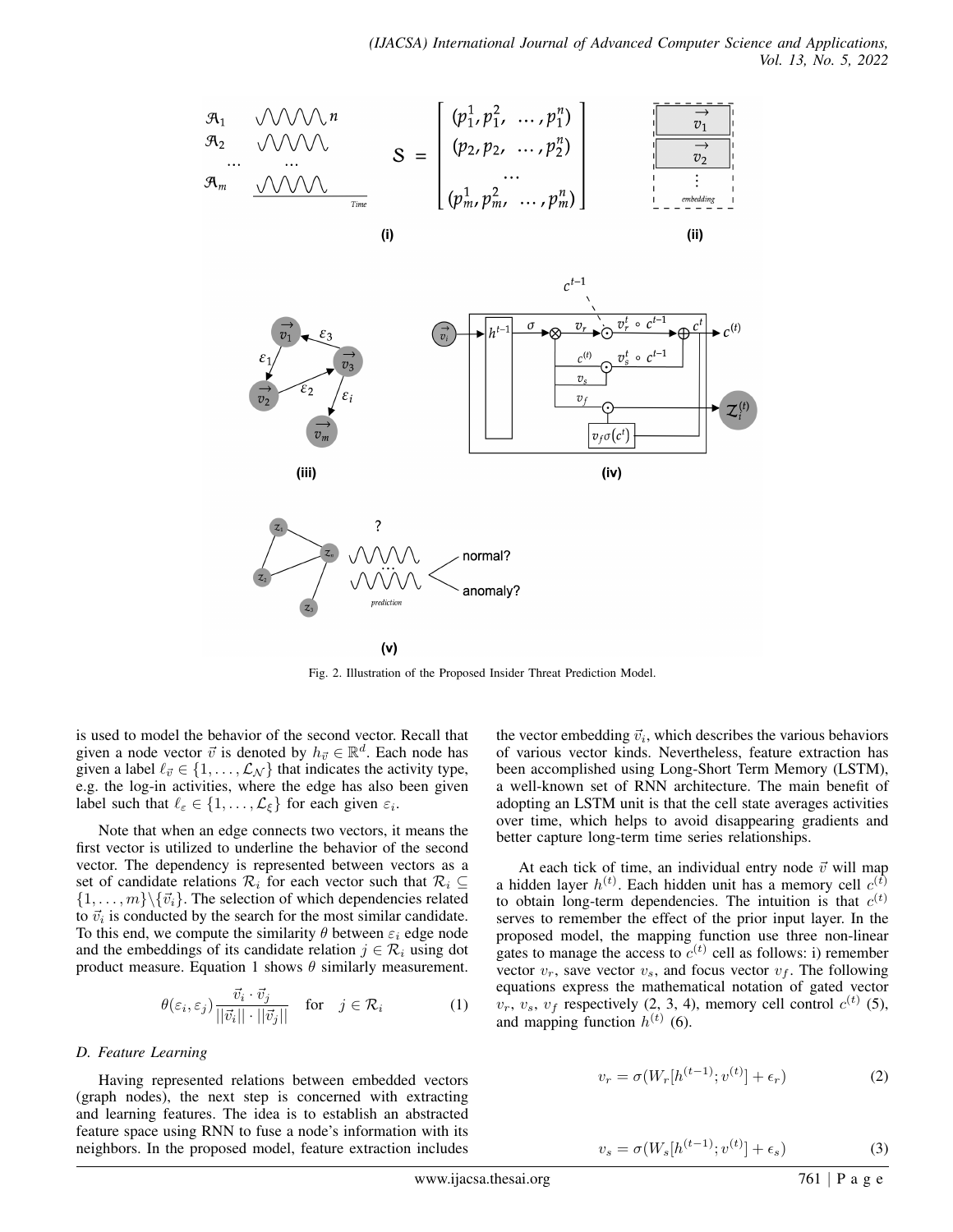Fig. 2. Illustration of the Proposed Insider Threat Prediction Model.

is used to model the behavior of the second vector. Recall that given a node vector $\vec{v}$ is denoted by $h_{\vec{v}} \in \mathbb{R}^d$. Each node has given a label $\ell_{\vec{v}} \in \{1, \ldots, \mathcal{L}_{\mathcal{N}}\}$ that indicates the activity type, e.g. the log-in activities, where the edge has also been given label such that $\ell_{\varepsilon} \in \{1, \ldots, \mathcal{L}_{\xi}\}$ for each given $\varepsilon_i$.

Note that when an edge connects two vectors, it means the first vector is utilized to underline the behavior of the second vector. The dependency is represented between vectors as a set of candidate relations $\mathcal{R}_i$ for each vector such that $\mathcal{R}_i \subseteq \{1, \ldots, m\} \backslash \{\vec{v}_i\}$. The selection of which dependencies related to $\vec{v}_i$ is conducted by the search for the most similar candidate. To this end, we compute the similarity $\theta$ between $\varepsilon_i$ edge node and the embeddings of its candidate relation $j \in \mathcal{R}_i$ using dot product measure. Equation 1 shows $\theta$ similarly measurement.

$$\theta(\varepsilon_i, \varepsilon_j) \frac{\vec{v}_i \cdot \vec{v}_j}{||\vec{v}_i|| \cdot ||\vec{v}_j||} \quad \text{for} \quad j \in \mathcal{R}_i \tag{1}$$

### D. Feature Learning

Having represented relations between embedded vectors (graph nodes), the next step is concerned with extracting and learning features. The idea is to establish an abstracted feature space using RNN to fuse a node's information with its neighbors. In the proposed model, feature extraction includes the vector embedding $\vec{v}_i$, which describes the various behaviors of various vector kinds. Nevertheless, feature extraction has been accomplished using Long-Short Term Memory (LSTM), a well-known set of RNN architecture. The main benefit of adopting an LSTM unit is that the cell state averages activities over time, which helps to avoid disappearing gradients and better capture long-term time series relationships.

At each tick of time, an individual entry node $\vec{v}$ will map a hidden layer $h^{(t)}$. Each hidden unit has a memory cell $c^{(t)}$ to obtain long-term dependencies. The intuition is that $c^{(t)}$ serves to remember the effect of the prior input layer. In the proposed model, the mapping function use three non-linear gates to manage the access to $c^{(t)}$ cell as follows: i) remember vector $v_r$, save vector $v_s$, and focus vector $v_f$. The following equations express the mathematical notation of gated vector $v_r$, $v_s$, $v_f$ respectively (2, 3, 4), memory cell control $c^{(t)}$ (5), and mapping function $h^{(t)}$ (6).

$$v_r = \sigma(W_r[h^{(t-1)}; v^{(t)}] + \epsilon_r) \tag{2}$$

$$v_s = \sigma(W_s[h^{(t-1)}; v^{(t)}] + \epsilon_s) \tag{3}$$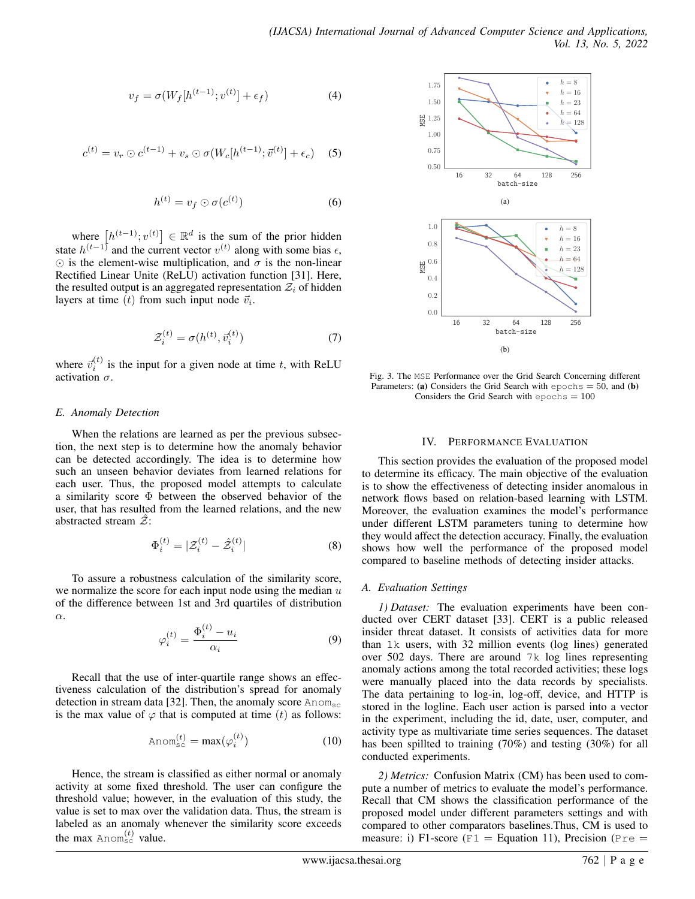$$v_f = \sigma(W_f[h^{(t-1)}; v^{(t)}] + \epsilon_f) \quad (4)$$

$$c^{(t)} = v_r \odot c^{(t-1)} + v_s \odot \sigma(W_c[h^{(t-1)}; \vec{v}^{(t)}] + \epsilon_c) \quad (5)$$

$$h^{(t)} = v_f \odot \sigma(c^{(t)}) \quad (6)$$

where $\left[h^{(t-1)}; v^{(t)}\right] \in \mathbb{R}^d$ is the sum of the prior hidden state $h^{(t-1)}$ and the current vector $v^{(t)}$ along with some bias $\epsilon$, $\odot$ is the element-wise multiplication, and $\sigma$ is the non-linear Rectified Linear Unite (ReLU) activation function [31]. Here, the resulted output is an aggregated representation $\mathcal{Z}_i$ of hidden layers at time $(t)$ from such input node $\vec{v}_i$.

$$\mathcal{Z}_i^{(t)} = \sigma(h^{(t)}, \vec{v}_i^{(t)}) \quad (7)$$

where $\vec{v}_i^{(t)}$ is the input for a given node at time $t$, with ReLU activation $\sigma$.

### *E. Anomaly Detection*

When the relations are learned as per the previous subsection, the next step is to determine how the anomaly behavior can be detected accordingly. The idea is to determine how such an unseen behavior deviates from learned relations for each user. Thus, the proposed model attempts to calculate a similarity score $\Phi$ between the observed behavior of the user, that has resulted from the learned relations, and the new abstracted stream $\hat{\mathcal{Z}}$:

$$\Phi_i^{(t)} = |\mathcal{Z}_i^{(t)} - \hat{\mathcal{Z}}_i^{(t)}| \quad (8)$$

To assure a robustness calculation of the similarity score, we normalize the score for each input node using the median $u$ of the difference between 1st and 3rd quartiles of distribution $\alpha$.

$$\varphi_i^{(t)} = \frac{\Phi_i^{(t)} - u_i}{\alpha_i} \quad (9)$$

Recall that the use of inter-quartile range shows an effectiveness calculation of the distribution's spread for anomaly detection in stream data [32]. Then, the anomaly score $\texttt{Anom}_{\texttt{sc}}$ is the max value of $\varphi$ that is computed at time $(t)$ as follows:

$$\texttt{Anom}_{\texttt{sc}}^{(t)} = \max(\varphi_i^{(t)}) \quad (10)$$

Hence, the stream is classified as either normal or anomaly activity at some fixed threshold. The user can configure the threshold value; however, in the evaluation of this study, the value is set to max over the validation data. Thus, the stream is labeled as an anomaly whenever the similarity score exceeds the max $\texttt{Anom}_{\texttt{sc}}^{(t)}$ value.

(a)

(b)

Fig. 3. The MSE Performance over the Grid Search Concerning different Parameters: **(a)** Considers the Grid Search with epochs = 50, and **(b)** Considers the Grid Search with epochs = 100

## IV. Performance Evaluation

This section provides the evaluation of the proposed model to determine its efficacy. The main objective of the evaluation is to show the effectiveness of detecting insider anomalous in network flows based on relation-based learning with LSTM. Moreover, the evaluation examines the model's performance under different LSTM parameters tuning to determine how they would affect the detection accuracy. Finally, the evaluation shows how well the performance of the proposed model compared to baseline methods of detecting insider attacks.

### *A. Evaluation Settings*

*1) Dataset:* The evaluation experiments have been conducted over CERT dataset [33]. CERT is a public released insider threat dataset. It consists of activities data for more than 1k users, with 32 million events (log lines) generated over 502 days. There are around 7k log lines representing anomaly actions among the total recorded activities; these logs were manually placed into the data records by specialists. The data pertaining to log-in, log-off, device, and HTTP is stored in the logline. Each user action is parsed into a vector in the experiment, including the id, date, user, computer, and activity type as multivariate time series sequences. The dataset has been spillted to training (70%) and testing (30%) for all conducted experiments.

*2) Metrics:* Confusion Matrix (CM) has been used to compute a number of metrics to evaluate the model's performance. Recall that CM shows the classification performance of the proposed model under different parameters settings and with compared to other comparators baselines.Thus, CM is used to measure: i) F1-score (F1 = Equation 11), Precision (Pre =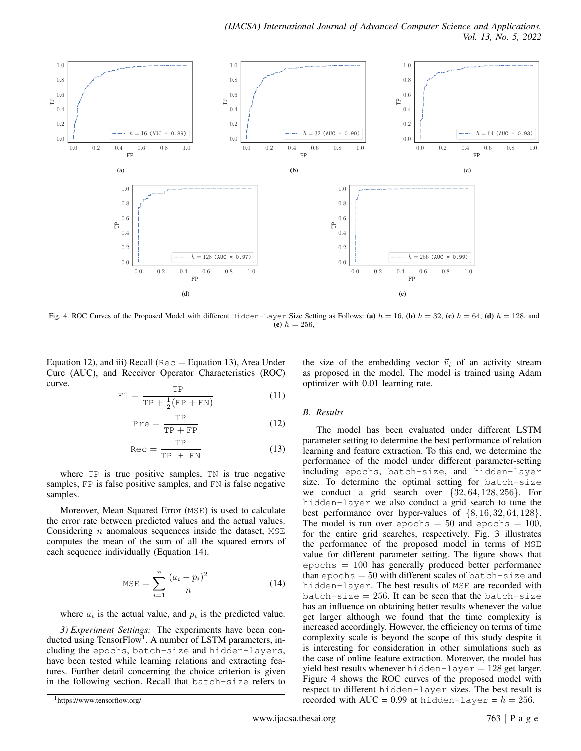Fig. 4. ROC Curves of the Proposed Model with different Hidden-Layer Size Setting as Follows: **(a)** $h = 16$, **(b)** $h = 32$, **(c)** $h = 64$, **(d)** $h = 128$, and **(e)** $h = 256$,

Equation 12), and iii) Recall (Rec = Equation 13), Area Under Cure (AUC), and Receiver Operator Characteristics (ROC) curve.

$$\texttt{F1} = \frac{\texttt{TP}}{\texttt{TP} + \frac{1}{2}(\texttt{FP} + \texttt{FN})} \tag{11}$$

$$\texttt{Pre} = \frac{\texttt{TP}}{\texttt{TP} + \texttt{FP}} \tag{12}$$

$$\texttt{Rec} = \frac{\texttt{TP}}{\texttt{TP} + \texttt{FN}} \tag{13}$$

where TP is true positive samples, TN is true negative samples, FP is false positive samples, and FN is false negative samples.

Moreover, Mean Squared Error (MSE) is used to calculate the error rate between predicted values and the actual values. Considering $n$ anomalous sequences inside the dataset, MSE computes the mean of the sum of all the squared errors of each sequence individually (Equation 14).

$$\texttt{MSE} = \sum_{i=1}^{n} \frac{(a_i - p_i)^2}{n} \tag{14}$$

where $a_i$ is the actual value, and $p_i$ is the predicted value.

*3) Experiment Settings:* The experiments have been conducted using TensorFlow[1]. A number of LSTM parameters, including the epochs, batch-size and hidden-layers, have been tested while learning relations and extracting features. Further detail concerning the choice criterion is given in the following section. Recall that batch-size refers to the size of the embedding vector $\vec{v}_i$ of an activity stream as proposed in the model. The model is trained using Adam optimizer with 0.01 learning rate.

### B. Results

The model has been evaluated under different LSTM parameter setting to determine the best performance of relation learning and feature extraction. To this end, we determine the performance of the model under different parameter-setting including epochs, batch-size, and hidden-layer size. To determine the optimal setting for batch-size we conduct a grid search over $\{32, 64, 128, 256\}$. For hidden-layer we also conduct a grid search to tune the best performance over hyper-values of $\{8, 16, 32, 64, 128\}$. The model is run over epochs $= 50$ and epochs $= 100$, for the entire grid searches, respectively. Fig. 3 illustrates the performance of the proposed model in terms of MSE value for different parameter setting. The figure shows that epochs $= 100$ has generally produced better performance than epochs $= 50$ with different scales of batch-size and hidden-layer. The best results of MSE are recorded with batch-size $= 256$. It can be seen that the batch-size has an influence on obtaining better results whenever the value get larger although we found that the time complexity is increased accordingly. However, the efficiency on terms of time complexity scale is beyond the scope of this study despite it is interesting for consideration in other simulations such as the case of online feature extraction. Moreover, the model has yield best results whenever hidden-layer $= 128$ get larger. Figure 4 shows the ROC curves of the proposed model with respect to different hidden-layer sizes. The best result is recorded with AUC = 0.99 at hidden-layer = $h = 256$.

[1] https://www.tensorflow.org/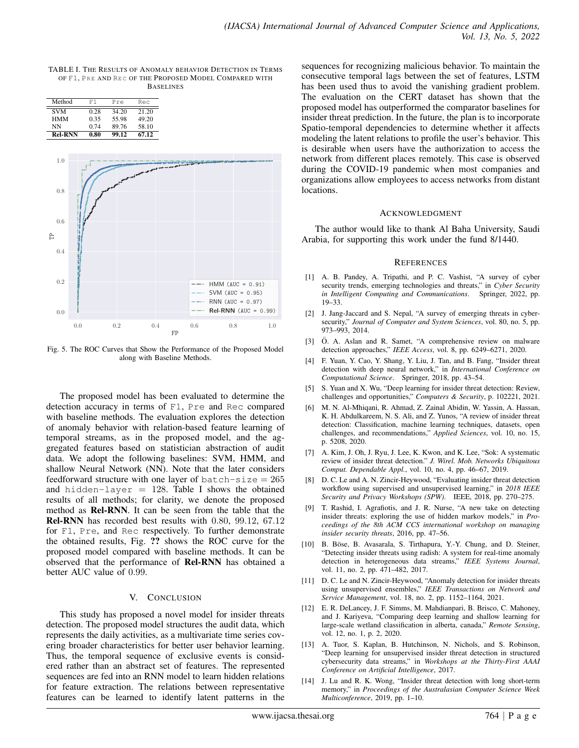TABLE I. THE RESULTS OF ANOMALY BEHAVIOR DETECTION IN TERMS OF F1, PRE AND REC OF THE PROPOSED MODEL COMPARED WITH BASELINES

| Method | F1 | Pre | Rec |
|---|---|---|---|
| SVM | 0.28 | 34.20 | 21.20 |
| HMM | 0.35 | 55.98 | 49.20 |
| NN | 0.74 | 89.76 | 58.10 |
| **Rel-RNN** | **0.80** | **99.12** | **67.12** |

Fig. 5. The ROC Curves that Show the Performance of the Proposed Model along with Baseline Methods.

The proposed model has been evaluated to determine the detection accuracy in terms of F1, Pre and Rec compared with baseline methods. The evaluation explores the detection of anomaly behavior with relation-based feature learning of temporal streams, as in the proposed model, and the aggregated features based on statistician abstraction of audit data. We adopt the following baselines: SVM, HMM, and shallow Neural Network (NN). Note that the later considers feedforward structure with one layer of batch-size $= 265$ and hidden-layer $= 128$. Table I shows the obtained results of all methods; for clarity, we denote the proposed method as **Rel-RNN**. It can be seen from the table that the **Rel-RNN** has recorded best results with 0.80, 99.12, 67.12 for F1, Pre, and Rec respectively. To further demonstrate the obtained results, Fig. **??** shows the ROC curve for the proposed model compared with baseline methods. It can be observed that the performance of **Rel-RNN** has obtained a better AUC value of 0.99.

## V. CONCLUSION

This study has proposed a novel model for insider threats detection. The proposed model structures the audit data, which represents the daily activities, as a multivariate time series covering broader characteristics for better user behavior learning. Thus, the temporal sequence of exclusive events is considered rather than an abstract set of features. The represented sequences are fed into an RNN model to learn hidden relations for feature extraction. The relations between representative features can be learned to identify latent patterns in the sequences for recognizing malicious behavior. To maintain the consecutive temporal lags between the set of features, LSTM has been used thus to avoid the vanishing gradient problem. The evaluation on the CERT dataset has shown that the proposed model has outperformed the comparator baselines for insider threat prediction. In the future, the plan is to incorporate Spatio-temporal dependencies to determine whether it affects modeling the latent relations to profile the user's behavior. This is desirable when users have the authorization to access the network from different places remotely. This case is observed during the COVID-19 pandemic when most companies and organizations allow employees to access networks from distant locations.

## ACKNOWLEDGMENT

The author would like to thank Al Baha University, Saudi Arabia, for supporting this work under the fund 8/1440.

## REFERENCES

[1] A. B. Pandey, A. Tripathi, and P. C. Vashist, "A survey of cyber security trends, emerging technologies and threats," in *Cyber Security in Intelligent Computing and Communications*. Springer, 2022, pp. 19–33.

[2] J. Jang-Jaccard and S. Nepal, "A survey of emerging threats in cybersecurity," *Journal of Computer and System Sciences*, vol. 80, no. 5, pp. 973–993, 2014.

[3] Ö. A. Aslan and R. Samet, "A comprehensive review on malware detection approaches," *IEEE Access*, vol. 8, pp. 6249–6271, 2020.

[4] F. Yuan, Y. Cao, Y. Shang, Y. Liu, J. Tan, and B. Fang, "Insider threat detection with deep neural network," in *International Conference on Computational Science*. Springer, 2018, pp. 43–54.

[5] S. Yuan and X. Wu, "Deep learning for insider threat detection: Review, challenges and opportunities," *Computers & Security*, p. 102221, 2021.

[6] M. N. Al-Mhiqani, R. Ahmad, Z. Zainal Abidin, W. Yassin, A. Hassan, K. H. Abdulkareem, N. S. Ali, and Z. Yunos, "A review of insider threat detection: Classification, machine learning techniques, datasets, open challenges, and recommendations," *Applied Sciences*, vol. 10, no. 15, p. 5208, 2020.

[7] A. Kim, J. Oh, J. Ryu, J. Lee, K. Kwon, and K. Lee, "Sok: A systematic review of insider threat detection." *J. Wirel. Mob. Networks Ubiquitous Comput. Dependable Appl.*, vol. 10, no. 4, pp. 46–67, 2019.

[8] D. C. Le and A. N. Zincir-Heywood, "Evaluating insider threat detection workflow using supervised and unsupervised learning," in *2018 IEEE Security and Privacy Workshops (SPW)*. IEEE, 2018, pp. 270–275.

[9] T. Rashid, I. Agrafiotis, and J. R. Nurse, "A new take on detecting insider threats: exploring the use of hidden markov models," in *Proceedings of the 8th ACM CCS international workshop on managing insider security threats*, 2016, pp. 47–56.

[10] B. Böse, B. Avasarala, S. Tirthapura, Y.-Y. Chung, and D. Steiner, "Detecting insider threats using radish: A system for real-time anomaly detection in heterogeneous data streams," *IEEE Systems Journal*, vol. 11, no. 2, pp. 471–482, 2017.

[11] D. C. Le and N. Zincir-Heywood, "Anomaly detection for insider threats using unsupervised ensembles," *IEEE Transactions on Network and Service Management*, vol. 18, no. 2, pp. 1152–1164, 2021.

[12] E. R. DeLancey, J. F. Simms, M. Mahdianpari, B. Brisco, C. Mahoney, and J. Kariyeva, "Comparing deep learning and shallow learning for large-scale wetland classification in alberta, canada," *Remote Sensing*, vol. 12, no. 1, p. 2, 2020.

[13] A. Tuor, S. Kaplan, B. Hutchinson, N. Nichols, and S. Robinson, "Deep learning for unsupervised insider threat detection in structured cybersecurity data streams," in *Workshops at the Thirty-First AAAI Conference on Artificial Intelligence*, 2017.

[14] J. Lu and R. K. Wong, "Insider threat detection with long short-term memory," in *Proceedings of the Australasian Computer Science Week Multiconference*, 2019, pp. 1–10.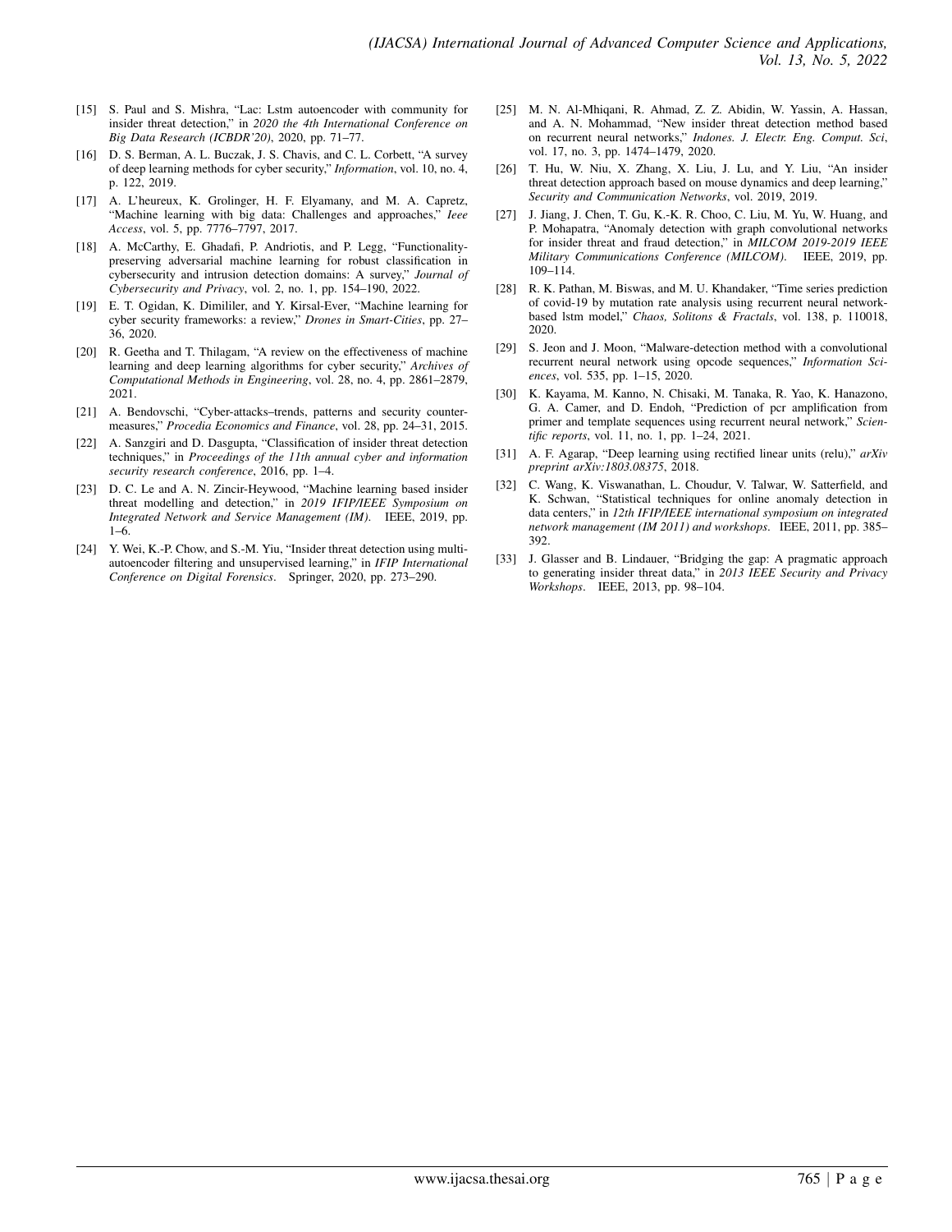[15] S. Paul and S. Mishra, "Lac: Lstm autoencoder with community for insider threat detection," in *2020 the 4th International Conference on Big Data Research (ICBDR'20)*, 2020, pp. 71–77.

[16] D. S. Berman, A. L. Buczak, J. S. Chavis, and C. L. Corbett, "A survey of deep learning methods for cyber security," *Information*, vol. 10, no. 4, p. 122, 2019.

[17] A. L'heureux, K. Grolinger, H. F. Elyamany, and M. A. Capretz, "Machine learning with big data: Challenges and approaches," *Ieee Access*, vol. 5, pp. 7776–7797, 2017.

[18] A. McCarthy, E. Ghadafi, P. Andriotis, and P. Legg, "Functionality-preserving adversarial machine learning for robust classification in cybersecurity and intrusion detection domains: A survey," *Journal of Cybersecurity and Privacy*, vol. 2, no. 1, pp. 154–190, 2022.

[19] E. T. Ogidan, K. Dimililer, and Y. Kirsal-Ever, "Machine learning for cyber security frameworks: a review," *Drones in Smart-Cities*, pp. 27–36, 2020.

[20] R. Geetha and T. Thilagam, "A review on the effectiveness of machine learning and deep learning algorithms for cyber security," *Archives of Computational Methods in Engineering*, vol. 28, no. 4, pp. 2861–2879, 2021.

[21] A. Bendovschi, "Cyber-attacks–trends, patterns and security countermeasures," *Procedia Economics and Finance*, vol. 28, pp. 24–31, 2015.

[22] A. Sanzgiri and D. Dasgupta, "Classification of insider threat detection techniques," in *Proceedings of the 11th annual cyber and information security research conference*, 2016, pp. 1–4.

[23] D. C. Le and A. N. Zincir-Heywood, "Machine learning based insider threat modelling and detection," in *2019 IFIP/IEEE Symposium on Integrated Network and Service Management (IM)*. IEEE, 2019, pp. 1–6.

[24] Y. Wei, K.-P. Chow, and S.-M. Yiu, "Insider threat detection using multi-autoencoder filtering and unsupervised learning," in *IFIP International Conference on Digital Forensics*. Springer, 2020, pp. 273–290.

[25] M. N. Al-Mhiqani, R. Ahmad, Z. Z. Abidin, W. Yassin, A. Hassan, and A. N. Mohammad, "New insider threat detection method based on recurrent neural networks," *Indones. J. Electr. Eng. Comput. Sci*, vol. 17, no. 3, pp. 1474–1479, 2020.

[26] T. Hu, W. Niu, X. Zhang, X. Liu, J. Lu, and Y. Liu, "An insider threat detection approach based on mouse dynamics and deep learning," *Security and Communication Networks*, vol. 2019, 2019.

[27] J. Jiang, J. Chen, T. Gu, K.-K. R. Choo, C. Liu, M. Yu, W. Huang, and P. Mohapatra, "Anomaly detection with graph convolutional networks for insider threat and fraud detection," in *MILCOM 2019-2019 IEEE Military Communications Conference (MILCOM)*. IEEE, 2019, pp. 109–114.

[28] R. K. Pathan, M. Biswas, and M. U. Khandaker, "Time series prediction of covid-19 by mutation rate analysis using recurrent neural network-based lstm model," *Chaos, Solitons & Fractals*, vol. 138, p. 110018, 2020.

[29] S. Jeon and J. Moon, "Malware-detection method with a convolutional recurrent neural network using opcode sequences," *Information Sciences*, vol. 535, pp. 1–15, 2020.

[30] K. Kayama, M. Kanno, N. Chisaki, M. Tanaka, R. Yao, K. Hanazono, G. A. Camer, and D. Endoh, "Prediction of pcr amplification from primer and template sequences using recurrent neural network," *Scientific reports*, vol. 11, no. 1, pp. 1–24, 2021.

[31] A. F. Agarap, "Deep learning using rectified linear units (relu)," *arXiv preprint arXiv:1803.08375*, 2018.

[32] C. Wang, K. Viswanathan, L. Choudur, V. Talwar, W. Satterfield, and K. Schwan, "Statistical techniques for online anomaly detection in data centers," in *12th IFIP/IEEE international symposium on integrated network management (IM 2011) and workshops*. IEEE, 2011, pp. 385–392.

[33] J. Glasser and B. Lindauer, "Bridging the gap: A pragmatic approach to generating insider threat data," in *2013 IEEE Security and Privacy Workshops*. IEEE, 2013, pp. 98–104.